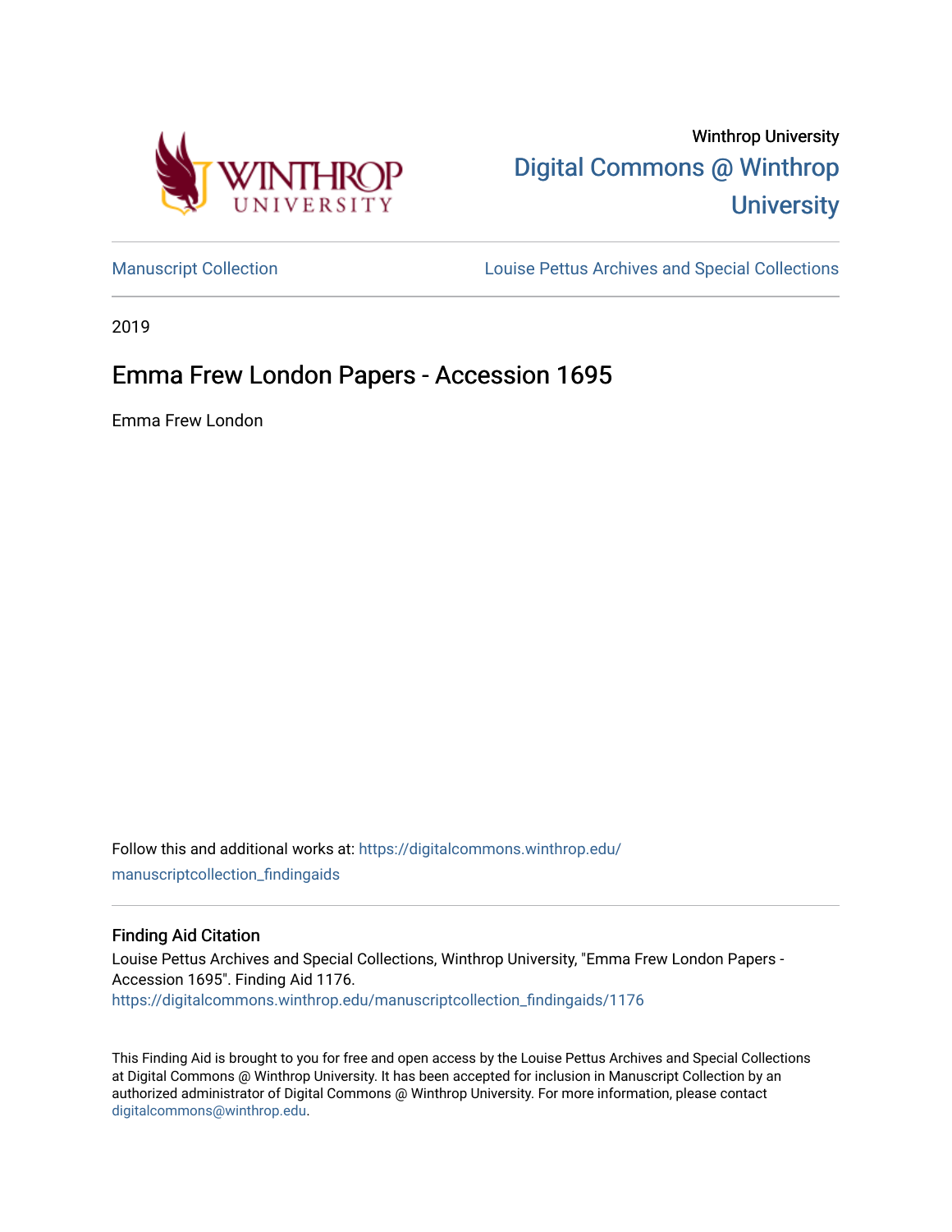Winthrop University

Digital Commons @ Winthrop University

Manuscript Collection | Louise Pettus Archives and Special Collections

2019

# Emma Frew London Papers - Accession 1695

Emma Frew London

Follow this and additional works at: https://digitalcommons.winthrop.edu/manuscriptcollection_findingaids

### Finding Aid Citation

Louise Pettus Archives and Special Collections, Winthrop University, "Emma Frew London Papers - Accession 1695". Finding Aid 1176.
https://digitalcommons.winthrop.edu/manuscriptcollection_findingaids/1176

This Finding Aid is brought to you for free and open access by the Louise Pettus Archives and Special Collections at Digital Commons @ Winthrop University. It has been accepted for inclusion in Manuscript Collection by an authorized administrator of Digital Commons @ Winthrop University. For more information, please contact digitalcommons@winthrop.edu.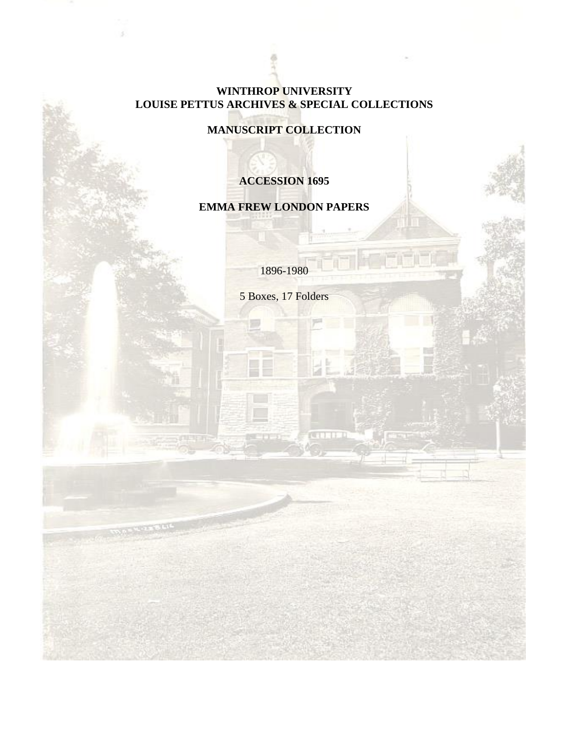**WINTHROP UNIVERSITY**
**LOUISE PETTUS ARCHIVES & SPECIAL COLLECTIONS**

**MANUSCRIPT COLLECTION**

**ACCESSION 1695**

**EMMA FREW LONDON PAPERS**

1896-1980

5 Boxes, 17 Folders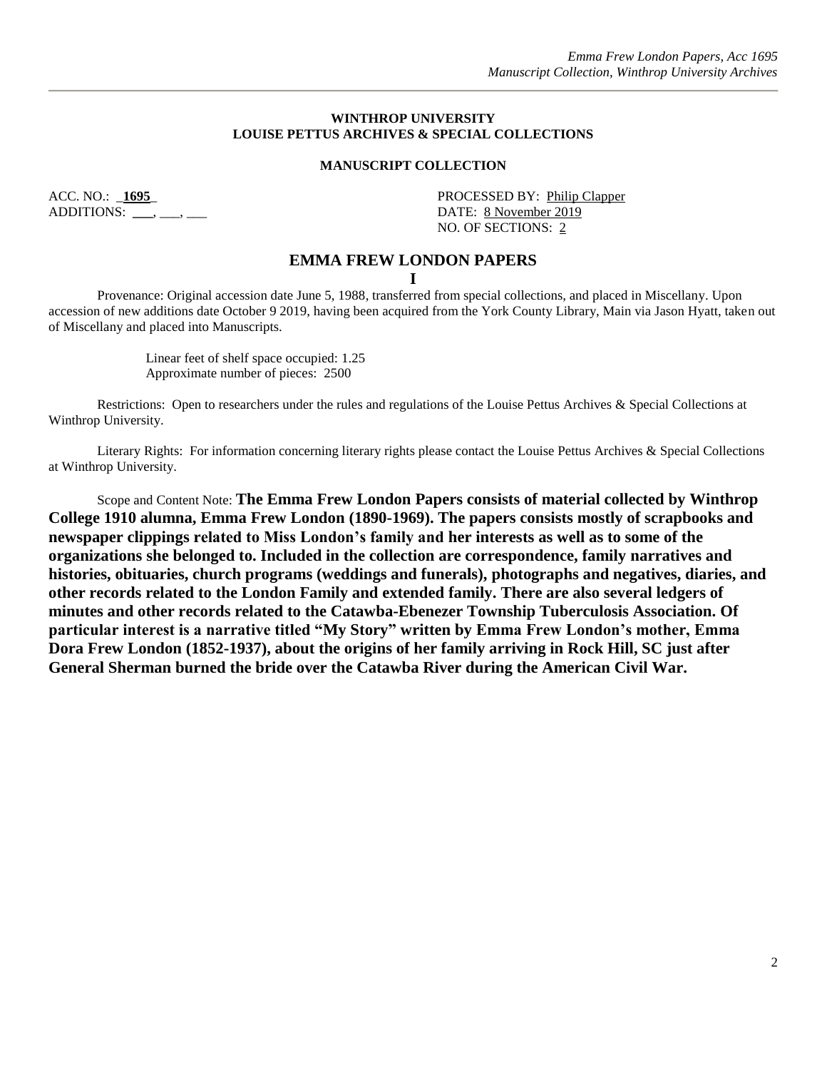**WINTHROP UNIVERSITY**
**LOUISE PETTUS ARCHIVES & SPECIAL COLLECTIONS**

**MANUSCRIPT COLLECTION**

ACC. NO.: _**1695**_
ADDITIONS: ___, ___, ___

PROCESSED BY: Philip Clapper
DATE: 8 November 2019
NO. OF SECTIONS: 2

# EMMA FREW LONDON PAPERS

**I**

Provenance: Original accession date June 5, 1988, transferred from special collections, and placed in Miscellany. Upon accession of new additions date October 9 2019, having been acquired from the York County Library, Main via Jason Hyatt, taken out of Miscellany and placed into Manuscripts.

Linear feet of shelf space occupied: 1.25
Approximate number of pieces: 2500

Restrictions: Open to researchers under the rules and regulations of the Louise Pettus Archives & Special Collections at Winthrop University.

Literary Rights: For information concerning literary rights please contact the Louise Pettus Archives & Special Collections at Winthrop University.

Scope and Content Note: **The Emma Frew London Papers consists of material collected by Winthrop College 1910 alumna, Emma Frew London (1890-1969). The papers consists mostly of scrapbooks and newspaper clippings related to Miss London's family and her interests as well as to some of the organizations she belonged to. Included in the collection are correspondence, family narratives and histories, obituaries, church programs (weddings and funerals), photographs and negatives, diaries, and other records related to the London Family and extended family. There are also several ledgers of minutes and other records related to the Catawba-Ebenezer Township Tuberculosis Association. Of particular interest is a narrative titled "My Story" written by Emma Frew London's mother, Emma Dora Frew London (1852-1937), about the origins of her family arriving in Rock Hill, SC just after General Sherman burned the bride over the Catawba River during the American Civil War.**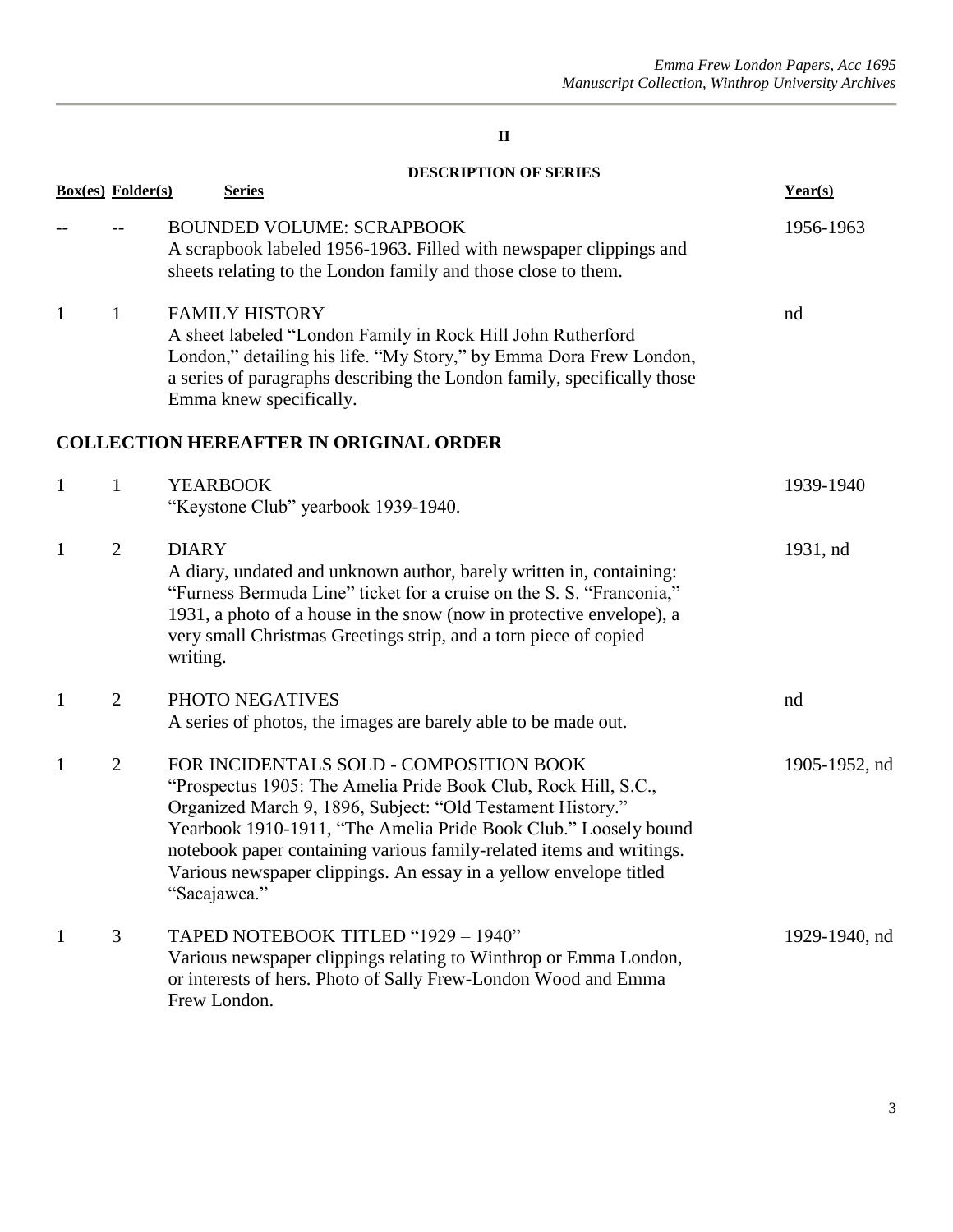## II

## DESCRIPTION OF SERIES

| Box(es) | Folder(s) | Series | Year(s) |
|---|---|---|---|
| -- | -- | BOUNDED VOLUME: SCRAPBOOK<br>A scrapbook labeled 1956-1963. Filled with newspaper clippings and sheets relating to the London family and those close to them. | 1956-1963 |
| 1 | 1 | FAMILY HISTORY<br>A sheet labeled "London Family in Rock Hill John Rutherford London," detailing his life. "My Story," by Emma Dora Frew London, a series of paragraphs describing the London family, specifically those Emma knew specifically. | nd |

**COLLECTION HEREAFTER IN ORIGINAL ORDER**

| Box(es) | Folder(s) | Series | Year(s) |
|---|---|---|---|
| 1 | 1 | YEARBOOK<br>"Keystone Club" yearbook 1939-1940. | 1939-1940 |
| 1 | 2 | DIARY<br>A diary, undated and unknown author, barely written in, containing: "Furness Bermuda Line" ticket for a cruise on the S. S. "Franconia," 1931, a photo of a house in the snow (now in protective envelope), a very small Christmas Greetings strip, and a torn piece of copied writing. | 1931, nd |
| 1 | 2 | PHOTO NEGATIVES<br>A series of photos, the images are barely able to be made out. | nd |
| 1 | 2 | FOR INCIDENTALS SOLD - COMPOSITION BOOK<br>"Prospectus 1905: The Amelia Pride Book Club, Rock Hill, S.C., Organized March 9, 1896, Subject: "Old Testament History." Yearbook 1910-1911, "The Amelia Pride Book Club." Loosely bound notebook paper containing various family-related items and writings. Various newspaper clippings. An essay in a yellow envelope titled "Sacajawea." | 1905-1952, nd |
| 1 | 3 | TAPED NOTEBOOK TITLED "1929 – 1940"<br>Various newspaper clippings relating to Winthrop or Emma London, or interests of hers. Photo of Sally Frew-London Wood and Emma Frew London. | 1929-1940, nd |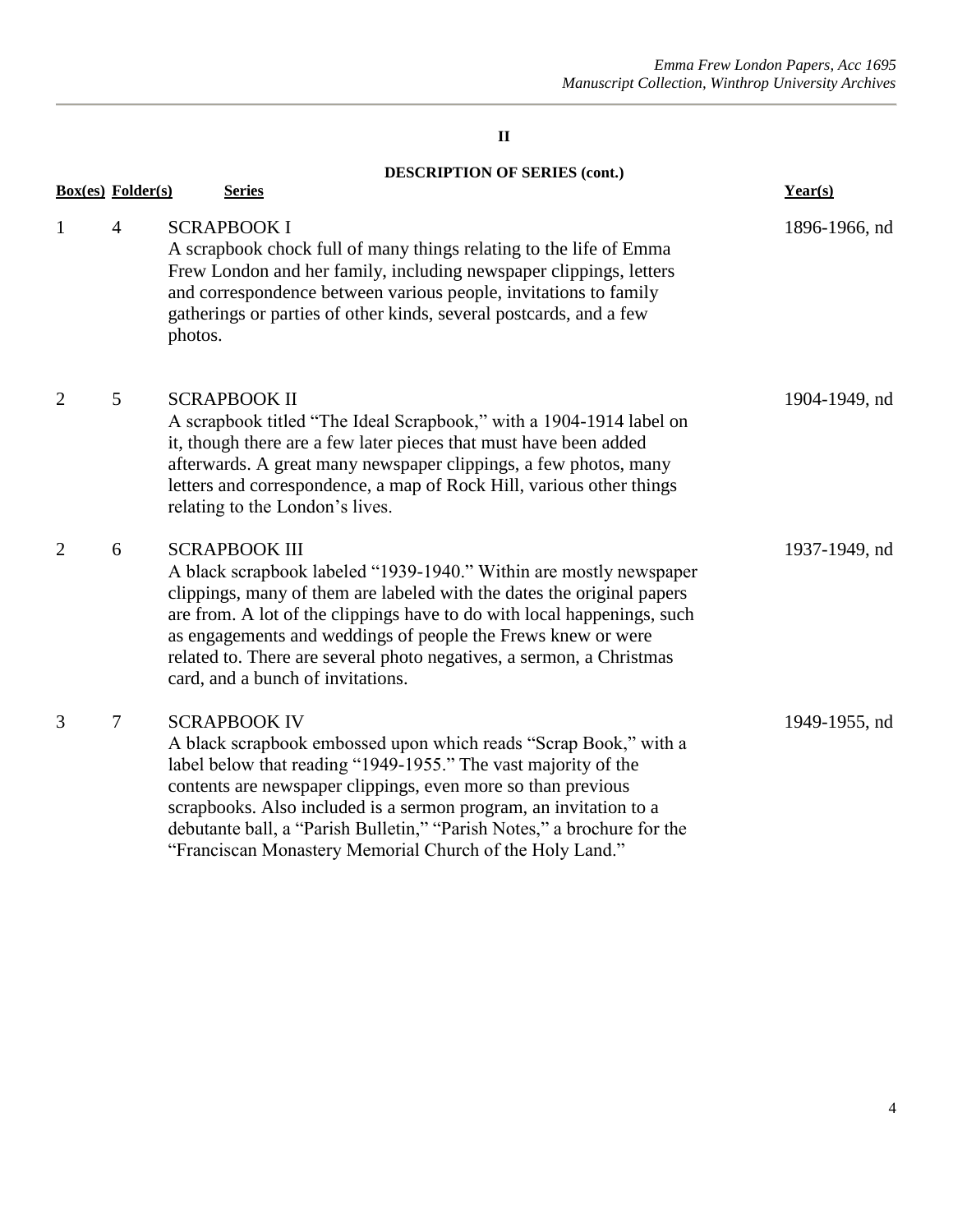**II**

**DESCRIPTION OF SERIES (cont.)**

| Box(es) | Folder(s) | Series | Year(s) |
|---|---|---|---|
| 1 | 4 | SCRAPBOOK I<br>A scrapbook chock full of many things relating to the life of Emma Frew London and her family, including newspaper clippings, letters and correspondence between various people, invitations to family gatherings or parties of other kinds, several postcards, and a few photos. | 1896-1966, nd |
| 2 | 5 | SCRAPBOOK II<br>A scrapbook titled "The Ideal Scrapbook," with a 1904-1914 label on it, though there are a few later pieces that must have been added afterwards. A great many newspaper clippings, a few photos, many letters and correspondence, a map of Rock Hill, various other things relating to the London's lives. | 1904-1949, nd |
| 2 | 6 | SCRAPBOOK III<br>A black scrapbook labeled "1939-1940." Within are mostly newspaper clippings, many of them are labeled with the dates the original papers are from. A lot of the clippings have to do with local happenings, such as engagements and weddings of people the Frews knew or were related to. There are several photo negatives, a sermon, a Christmas card, and a bunch of invitations. | 1937-1949, nd |
| 3 | 7 | SCRAPBOOK IV<br>A black scrapbook embossed upon which reads "Scrap Book," with a label below that reading "1949-1955." The vast majority of the contents are newspaper clippings, even more so than previous scrapbooks. Also included is a sermon program, an invitation to a debutante ball, a "Parish Bulletin," "Parish Notes," a brochure for the "Franciscan Monastery Memorial Church of the Holy Land." | 1949-1955, nd |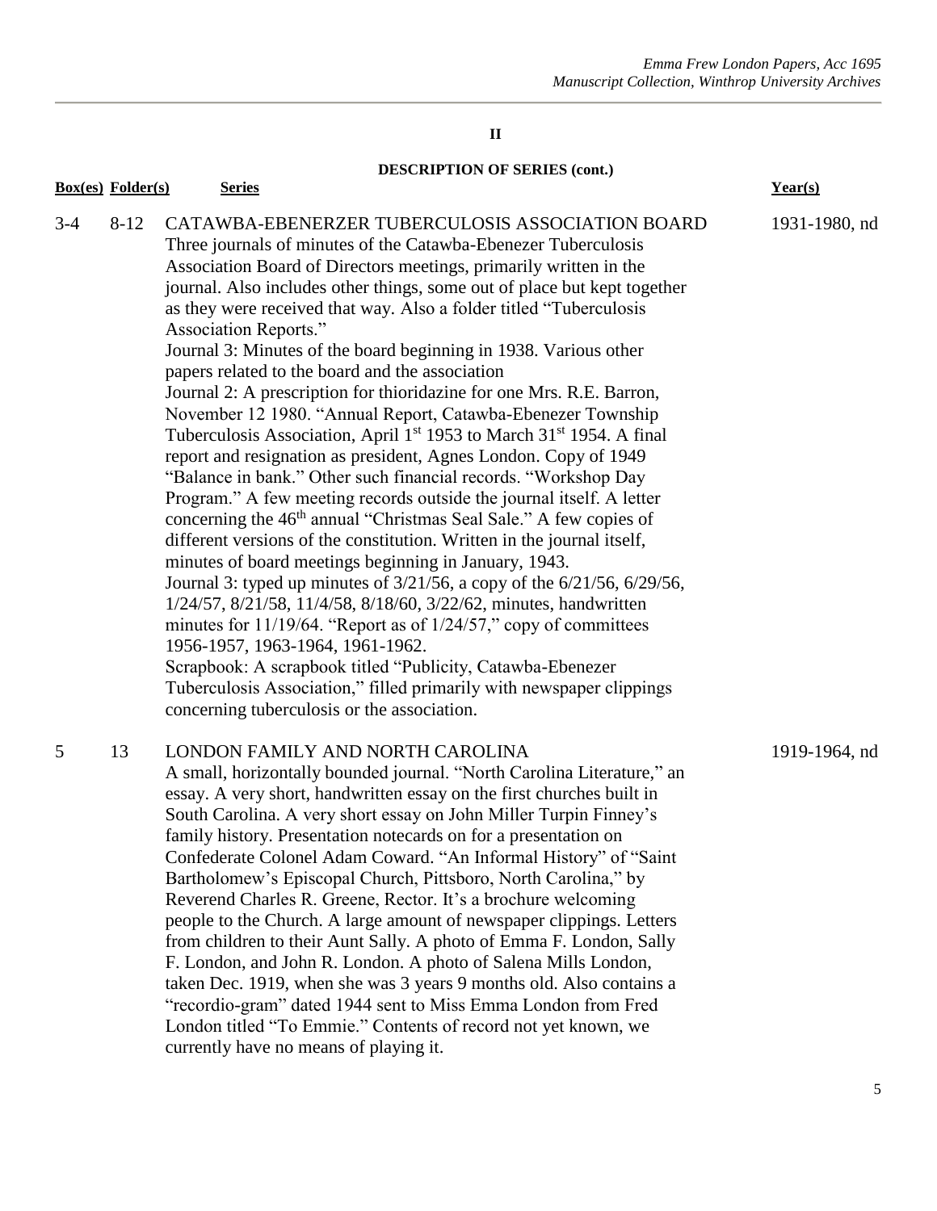## II

### DESCRIPTION OF SERIES (cont.)

| Box(es) | Folder(s) | Series | Year(s) |
|---|---|---|---|
| 3-4 | 8-12 | CATAWBA-EBENERZER TUBERCULOSIS ASSOCIATION BOARD<br>Three journals of minutes of the Catawba-Ebenezer Tuberculosis Association Board of Directors meetings, primarily written in the journal. Also includes other things, some out of place but kept together as they were received that way. Also a folder titled "Tuberculosis Association Reports."<br>Journal 3: Minutes of the board beginning in 1938. Various other papers related to the board and the association<br>Journal 2: A prescription for thioridazine for one Mrs. R.E. Barron, November 12 1980. "Annual Report, Catawba-Ebenezer Township Tuberculosis Association, April 1st 1953 to March 31st 1954. A final report and resignation as president, Agnes London. Copy of 1949 "Balance in bank." Other such financial records. "Workshop Day Program." A few meeting records outside the journal itself. A letter concerning the 46th annual "Christmas Seal Sale." A few copies of different versions of the constitution. Written in the journal itself, minutes of board meetings beginning in January, 1943.<br>Journal 3: typed up minutes of 3/21/56, a copy of the 6/21/56, 6/29/56, 1/24/57, 8/21/58, 11/4/58, 8/18/60, 3/22/62, minutes, handwritten minutes for 11/19/64. "Report as of 1/24/57," copy of committees 1956-1957, 1963-1964, 1961-1962.<br>Scrapbook: A scrapbook titled "Publicity, Catawba-Ebenezer Tuberculosis Association," filled primarily with newspaper clippings concerning tuberculosis or the association. | 1931-1980, nd |
| 5 | 13 | LONDON FAMILY AND NORTH CAROLINA<br>A small, horizontally bounded journal. "North Carolina Literature," an essay. A very short, handwritten essay on the first churches built in South Carolina. A very short essay on John Miller Turpin Finney's family history. Presentation notecards on for a presentation on Confederate Colonel Adam Coward. "An Informal History" of "Saint Bartholomew's Episcopal Church, Pittsboro, North Carolina," by Reverend Charles R. Greene, Rector. It's a brochure welcoming people to the Church. A large amount of newspaper clippings. Letters from children to their Aunt Sally. A photo of Emma F. London, Sally F. London, and John R. London. A photo of Salena Mills London, taken Dec. 1919, when she was 3 years 9 months old. Also contains a "recordio-gram" dated 1944 sent to Miss Emma London from Fred London titled "To Emmie." Contents of record not yet known, we currently have no means of playing it. | 1919-1964, nd |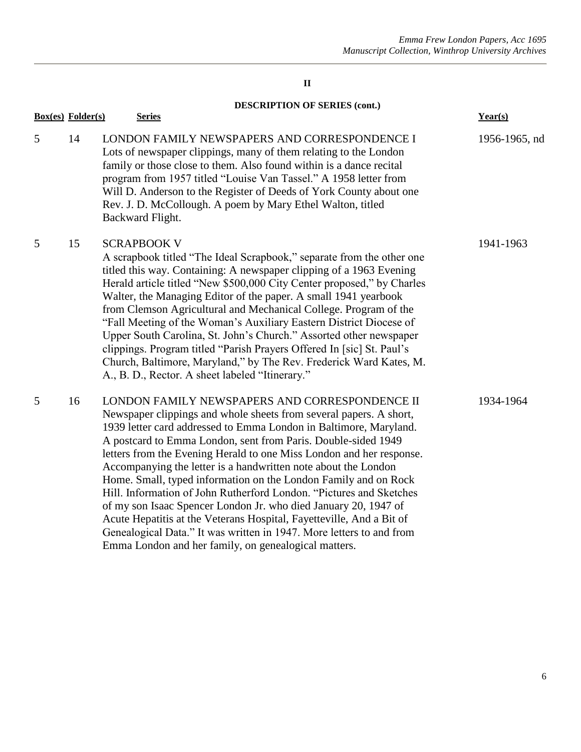**II**

**DESCRIPTION OF SERIES (cont.)**

| Box(es) | Folder(s) | Series | Year(s) |
|---|---|---|---|
| 5 | 14 | LONDON FAMILY NEWSPAPERS AND CORRESPONDENCE I<br>Lots of newspaper clippings, many of them relating to the London family or those close to them. Also found within is a dance recital program from 1957 titled "Louise Van Tassel." A 1958 letter from Will D. Anderson to the Register of Deeds of York County about one Rev. J. D. McCollough. A poem by Mary Ethel Walton, titled Backward Flight. | 1956-1965, nd |
| 5 | 15 | SCRAPBOOK V<br>A scrapbook titled "The Ideal Scrapbook," separate from the other one titled this way. Containing: A newspaper clipping of a 1963 Evening Herald article titled "New $500,000 City Center proposed," by Charles Walter, the Managing Editor of the paper. A small 1941 yearbook from Clemson Agricultural and Mechanical College. Program of the "Fall Meeting of the Woman's Auxiliary Eastern District Diocese of Upper South Carolina, St. John's Church." Assorted other newspaper clippings. Program titled "Parish Prayers Offered In [sic] St. Paul's Church, Baltimore, Maryland," by The Rev. Frederick Ward Kates, M. A., B. D., Rector. A sheet labeled "Itinerary." | 1941-1963 |
| 5 | 16 | LONDON FAMILY NEWSPAPERS AND CORRESPONDENCE II<br>Newspaper clippings and whole sheets from several papers. A short, 1939 letter card addressed to Emma London in Baltimore, Maryland. A postcard to Emma London, sent from Paris. Double-sided 1949 letters from the Evening Herald to one Miss London and her response. Accompanying the letter is a handwritten note about the London Home. Small, typed information on the London Family and on Rock Hill. Information of John Rutherford London. "Pictures and Sketches of my son Isaac Spencer London Jr. who died January 20, 1947 of Acute Hepatitis at the Veterans Hospital, Fayetteville, And a Bit of Genealogical Data." It was written in 1947. More letters to and from Emma London and her family, on genealogical matters. | 1934-1964 |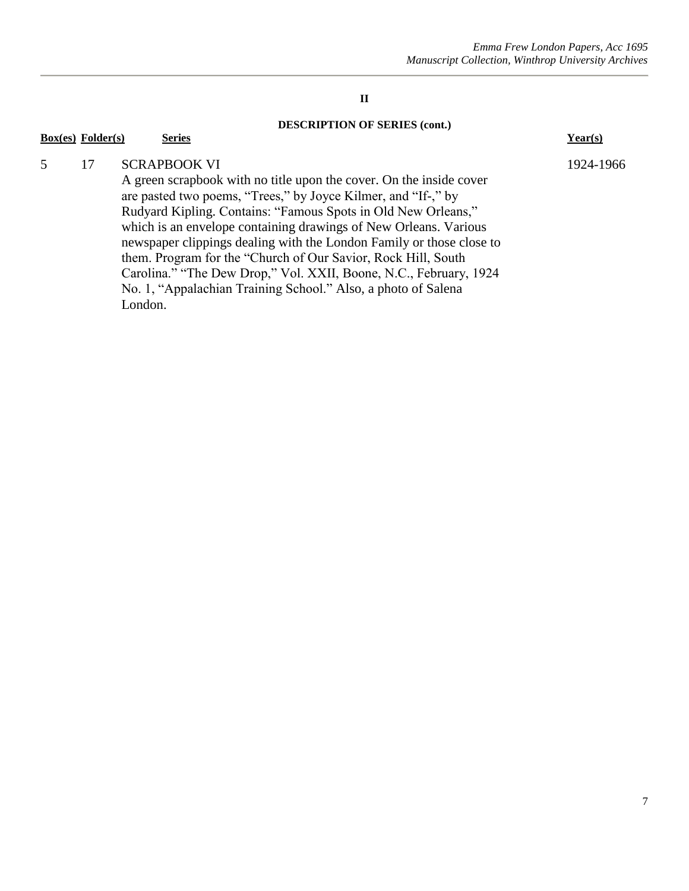## II

### DESCRIPTION OF SERIES (cont.)

| Box(es) | Folder(s) | Series | Year(s) |
|---|---|---|---|
| 5 | 17 | SCRAPBOOK VI<br>A green scrapbook with no title upon the cover. On the inside cover are pasted two poems, "Trees," by Joyce Kilmer, and "If-," by Rudyard Kipling. Contains: "Famous Spots in Old New Orleans," which is an envelope containing drawings of New Orleans. Various newspaper clippings dealing with the London Family or those close to them. Program for the "Church of Our Savior, Rock Hill, South Carolina." "The Dew Drop," Vol. XXII, Boone, N.C., February, 1924 No. 1, "Appalachian Training School." Also, a photo of Salena London. | 1924-1966 |